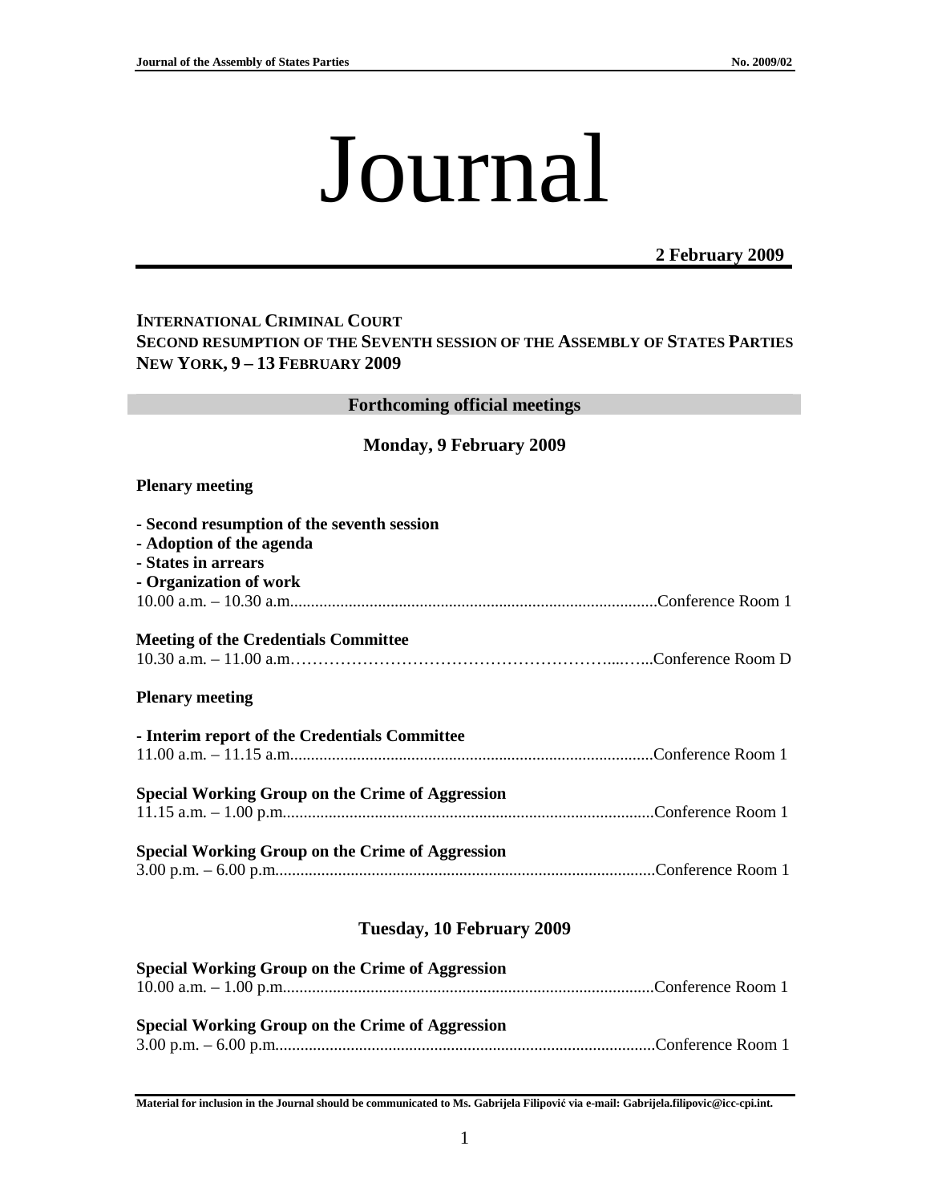# Journal

**2 February 2009**

**INTERNATIONAL CRIMINAL COURT**
**SECOND RESUMPTION OF THE SEVENTH SESSION OF THE ASSEMBLY OF STATES PARTIES**
**NEW YORK, 9 – 13 FEBRUARY 2009**

## Forthcoming official meetings

### Monday, 9 February 2009

**Plenary meeting**

- **Second resumption of the seventh session**
- **Adoption of the agenda**
- **States in arrears**
- **Organization of work**

10.00 a.m. – 10.30 a.m........................................................................................Conference Room 1

**Meeting of the Credentials Committee**
10.30 a.m. – 11.00 a.m………………………………………………….....…...Conference Room D

**Plenary meeting**

- **Interim report of the Credentials Committee**

11.00 a.m. – 11.15 a.m......................................................................................Conference Room 1

**Special Working Group on the Crime of Aggression**
11.15 a.m. – 1.00 p.m........................................................................................Conference Room 1

**Special Working Group on the Crime of Aggression**
3.00 p.m. – 6.00 p.m..........................................................................................Conference Room 1

### Tuesday, 10 February 2009

**Special Working Group on the Crime of Aggression**
10.00 a.m. – 1.00 p.m........................................................................................Conference Room 1

**Special Working Group on the Crime of Aggression**
3.00 p.m. – 6.00 p.m..........................................................................................Conference Room 1

**Material for inclusion in the Journal should be communicated to Ms. Gabrijela Filipović via e-mail: Gabrijela.filipovic@icc-cpi.int.**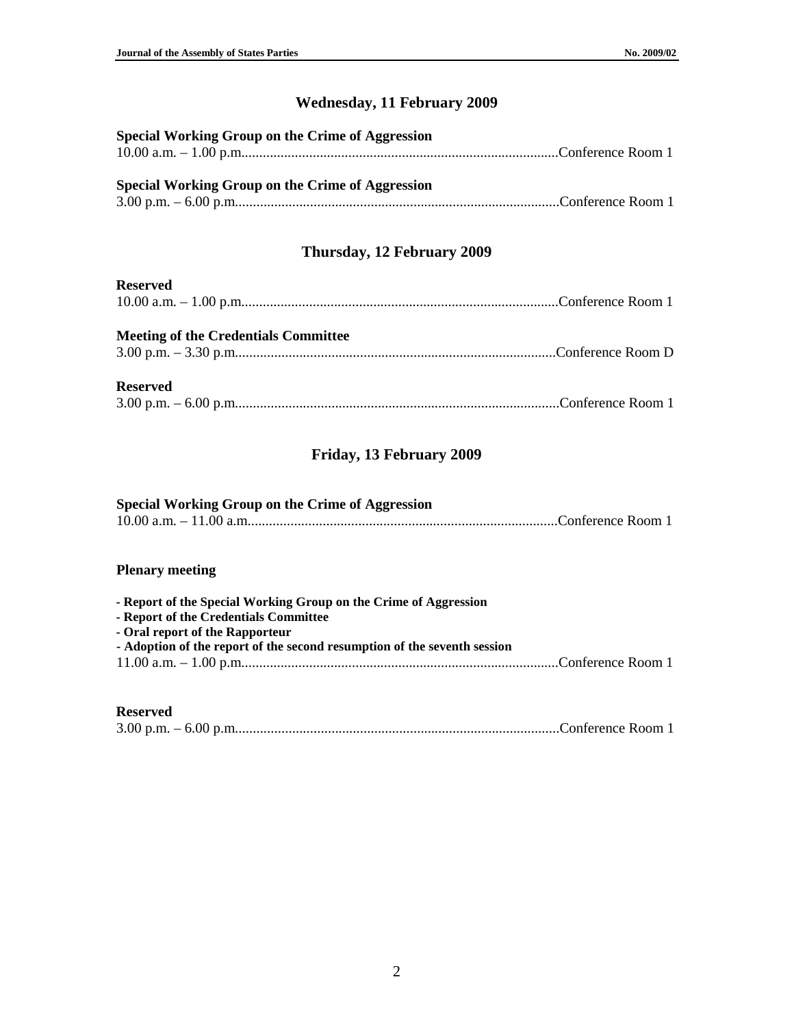## Wednesday, 11 February 2009

**Special Working Group on the Crime of Aggression**
10.00 a.m. – 1.00 p.m.........................................................................................Conference Room 1

**Special Working Group on the Crime of Aggression**
3.00 p.m. – 6.00 p.m...........................................................................................Conference Room 1

## Thursday, 12 February 2009

**Reserved**
10.00 a.m. – 1.00 p.m.........................................................................................Conference Room 1

**Meeting of the Credentials Committee**
3.00 p.m. – 3.30 p.m..........................................................................................Conference Room D

**Reserved**
3.00 p.m. – 6.00 p.m...........................................................................................Conference Room 1

## Friday, 13 February 2009

**Special Working Group on the Crime of Aggression**
10.00 a.m. – 11.00 a.m.......................................................................................Conference Room 1

**Plenary meeting**

**- Report of the Special Working Group on the Crime of Aggression**
**- Report of the Credentials Committee**
**- Oral report of the Rapporteur**
**- Adoption of the report of the second resumption of the seventh session**
11.00 a.m. – 1.00 p.m.........................................................................................Conference Room 1

**Reserved**
3.00 p.m. – 6.00 p.m...........................................................................................Conference Room 1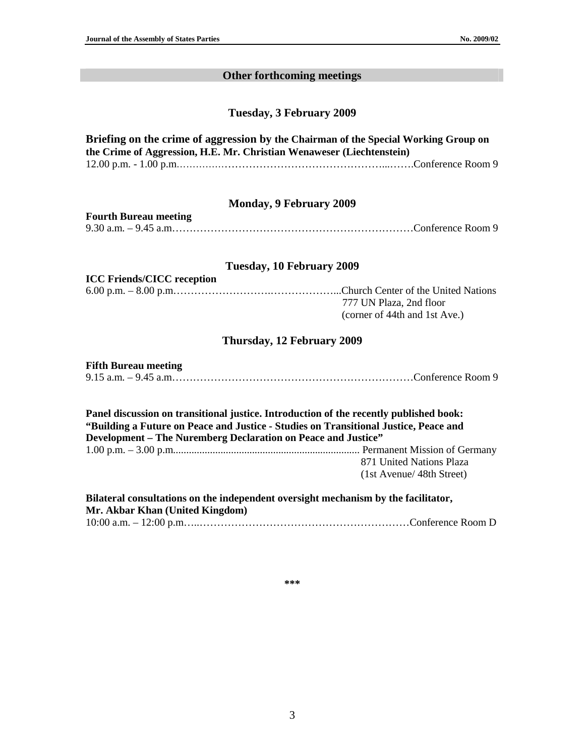## Other forthcoming meetings

### Tuesday, 3 February 2009

**Briefing on the crime of aggression by the Chairman of the Special Working Group on the Crime of Aggression, H.E. Mr. Christian Wenaweser (Liechtenstein)**

12.00 p.m. - 1.00 p.m.………………………………………………………...…….Conference Room 9

### Monday, 9 February 2009

**Fourth Bureau meeting**

9.30 a.m. – 9.45 a.m……………………………………………………………Conference Room 9

### Tuesday, 10 February 2009

**ICC Friends/CICC reception**

6.00 p.m. – 8.00 p.m……………………….………………...Church Center of the United Nations
777 UN Plaza, 2nd floor
(corner of 44th and 1st Ave.)

### Thursday, 12 February 2009

**Fifth Bureau meeting**

9.15 a.m. – 9.45 a.m……………………………………………………………Conference Room 9

**Panel discussion on transitional justice. Introduction of the recently published book: "Building a Future on Peace and Justice - Studies on Transitional Justice, Peace and Development – The Nuremberg Declaration on Peace and Justice"**

1.00 p.m. – 3.00 p.m....................................................................... Permanent Mission of Germany
871 United Nations Plaza
(1st Avenue/ 48th Street)

**Bilateral consultations on the independent oversight mechanism by the facilitator, Mr. Akbar Khan (United Kingdom)**

10:00 a.m. – 12:00 p.m.…..……………………………………………………Conference Room D

\*\*\*